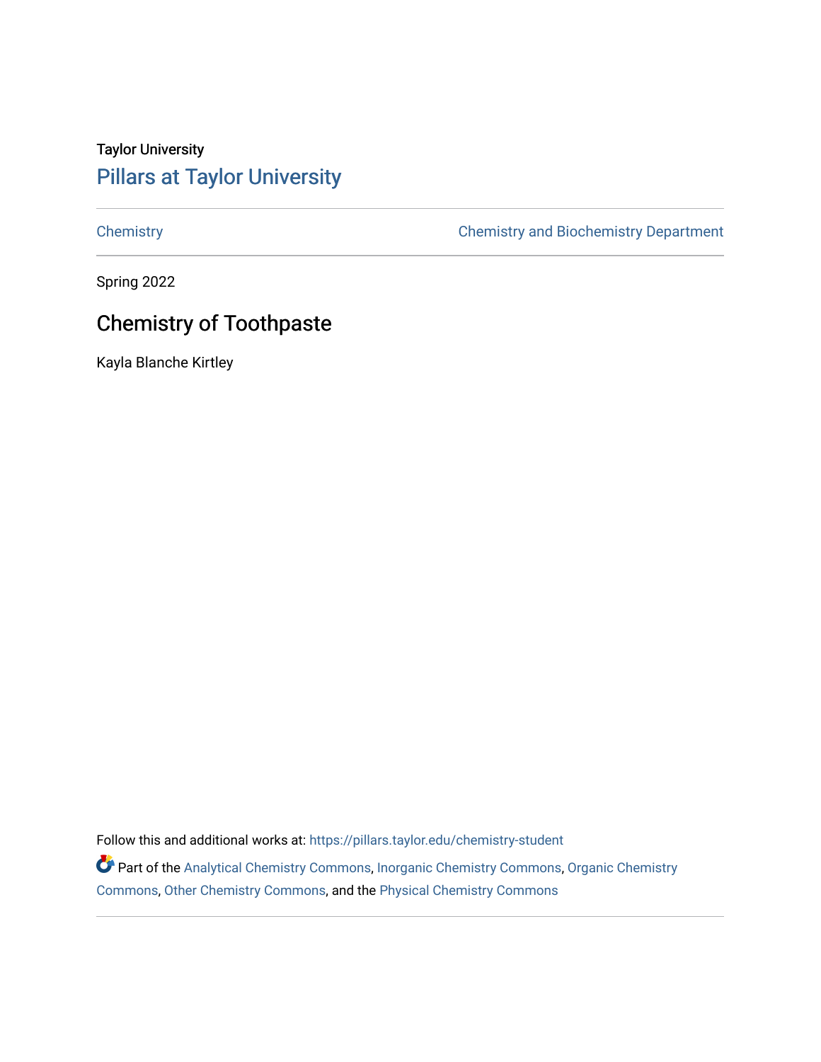Taylor University

# Pillars at Taylor University

Chemistry | Chemistry and Biochemistry Department

Spring 2022

## Chemistry of Toothpaste

Kayla Blanche Kirtley

Follow this and additional works at: https://pillars.taylor.edu/chemistry-student

Part of the Analytical Chemistry Commons, Inorganic Chemistry Commons, Organic Chemistry Commons, Other Chemistry Commons, and the Physical Chemistry Commons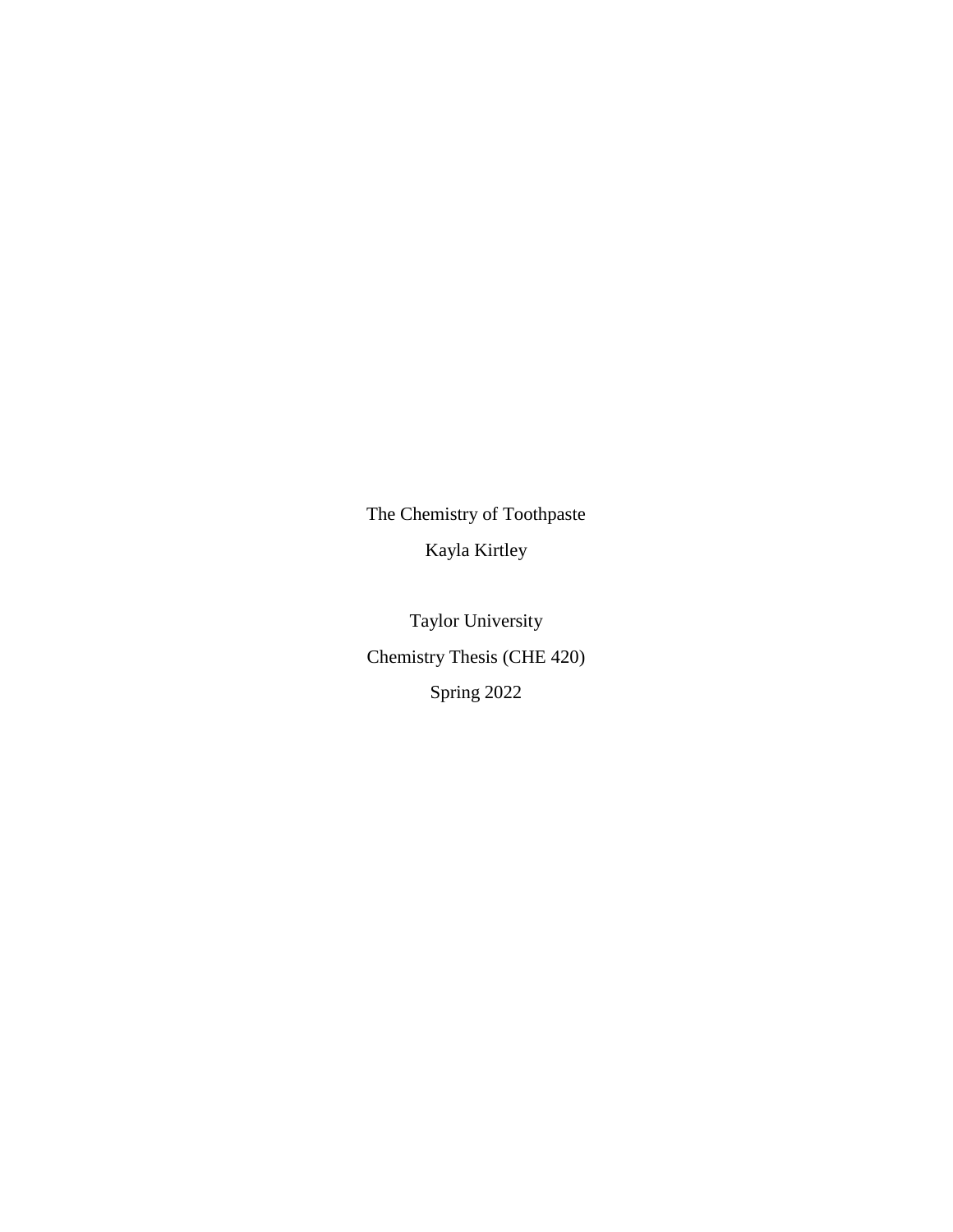The Chemistry of Toothpaste

Kayla Kirtley

Taylor University

Chemistry Thesis (CHE 420)

Spring 2022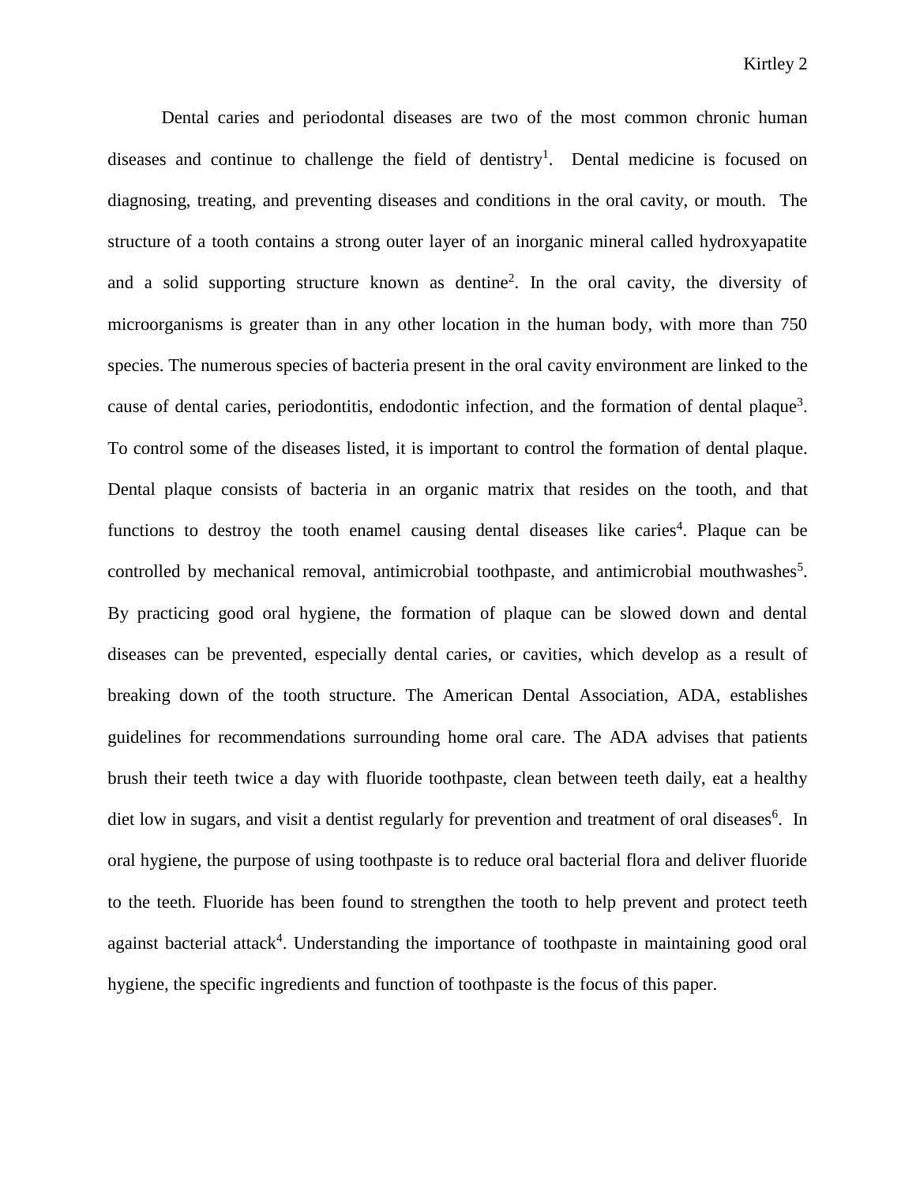Dental caries and periodontal diseases are two of the most common chronic human diseases and continue to challenge the field of dentistry[1]. Dental medicine is focused on diagnosing, treating, and preventing diseases and conditions in the oral cavity, or mouth. The structure of a tooth contains a strong outer layer of an inorganic mineral called hydroxyapatite and a solid supporting structure known as dentine[2]. In the oral cavity, the diversity of microorganisms is greater than in any other location in the human body, with more than 750 species. The numerous species of bacteria present in the oral cavity environment are linked to the cause of dental caries, periodontitis, endodontic infection, and the formation of dental plaque[3]. To control some of the diseases listed, it is important to control the formation of dental plaque. Dental plaque consists of bacteria in an organic matrix that resides on the tooth, and that functions to destroy the tooth enamel causing dental diseases like caries[4]. Plaque can be controlled by mechanical removal, antimicrobial toothpaste, and antimicrobial mouthwashes[5]. By practicing good oral hygiene, the formation of plaque can be slowed down and dental diseases can be prevented, especially dental caries, or cavities, which develop as a result of breaking down of the tooth structure. The American Dental Association, ADA, establishes guidelines for recommendations surrounding home oral care. The ADA advises that patients brush their teeth twice a day with fluoride toothpaste, clean between teeth daily, eat a healthy diet low in sugars, and visit a dentist regularly for prevention and treatment of oral diseases[6]. In oral hygiene, the purpose of using toothpaste is to reduce oral bacterial flora and deliver fluoride to the teeth. Fluoride has been found to strengthen the tooth to help prevent and protect teeth against bacterial attack[4]. Understanding the importance of toothpaste in maintaining good oral hygiene, the specific ingredients and function of toothpaste is the focus of this paper.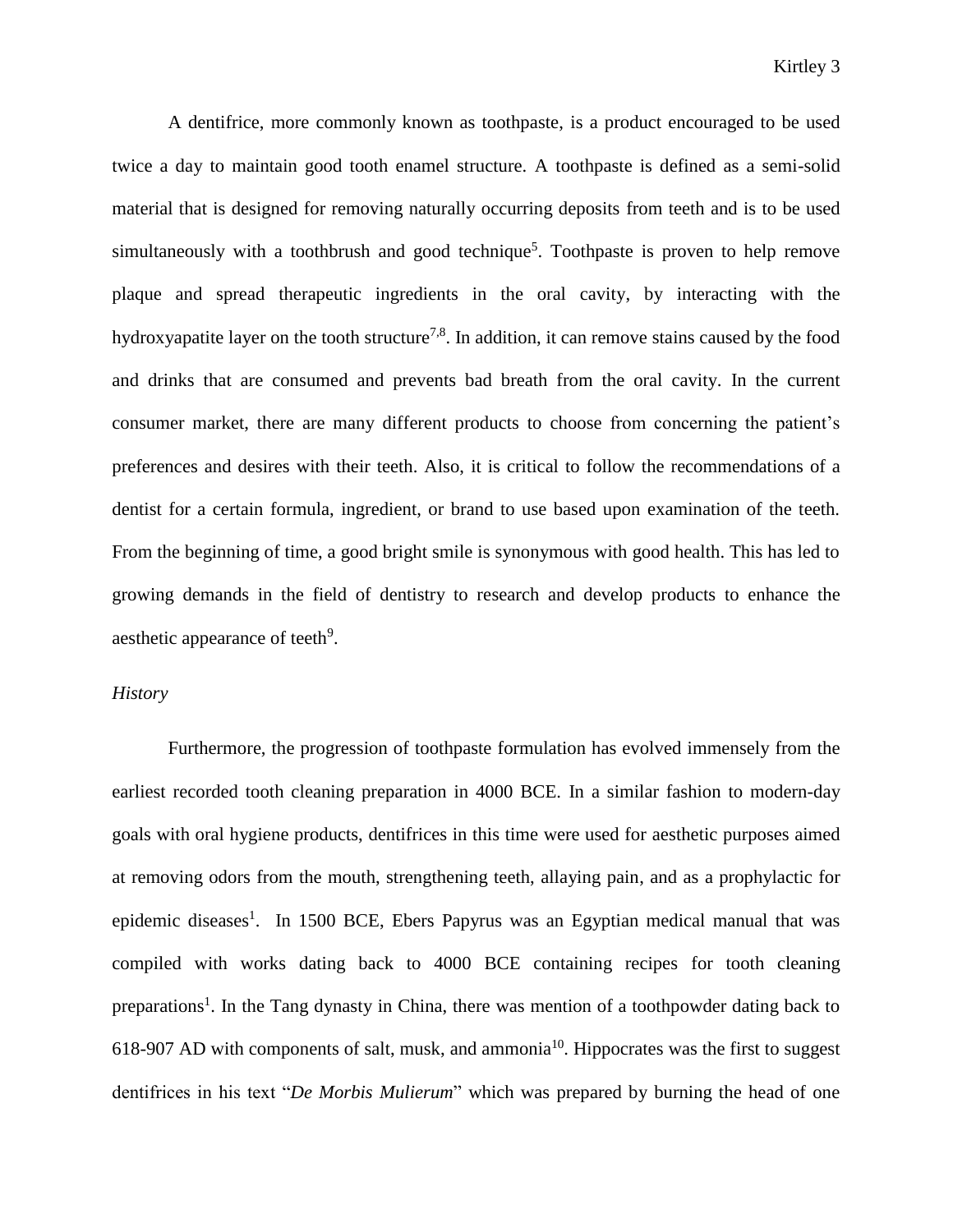A dentifrice, more commonly known as toothpaste, is a product encouraged to be used twice a day to maintain good tooth enamel structure. A toothpaste is defined as a semi-solid material that is designed for removing naturally occurring deposits from teeth and is to be used simultaneously with a toothbrush and good technique[5]. Toothpaste is proven to help remove plaque and spread therapeutic ingredients in the oral cavity, by interacting with the hydroxyapatite layer on the tooth structure[7,8]. In addition, it can remove stains caused by the food and drinks that are consumed and prevents bad breath from the oral cavity. In the current consumer market, there are many different products to choose from concerning the patient's preferences and desires with their teeth. Also, it is critical to follow the recommendations of a dentist for a certain formula, ingredient, or brand to use based upon examination of the teeth. From the beginning of time, a good bright smile is synonymous with good health. This has led to growing demands in the field of dentistry to research and develop products to enhance the aesthetic appearance of teeth[9].

*History*

Furthermore, the progression of toothpaste formulation has evolved immensely from the earliest recorded tooth cleaning preparation in 4000 BCE. In a similar fashion to modern-day goals with oral hygiene products, dentifrices in this time were used for aesthetic purposes aimed at removing odors from the mouth, strengthening teeth, allaying pain, and as a prophylactic for epidemic diseases[1]. In 1500 BCE, Ebers Papyrus was an Egyptian medical manual that was compiled with works dating back to 4000 BCE containing recipes for tooth cleaning preparations[1]. In the Tang dynasty in China, there was mention of a toothpowder dating back to 618-907 AD with components of salt, musk, and ammonia[10]. Hippocrates was the first to suggest dentifrices in his text "*De Morbis Mulierum*" which was prepared by burning the head of one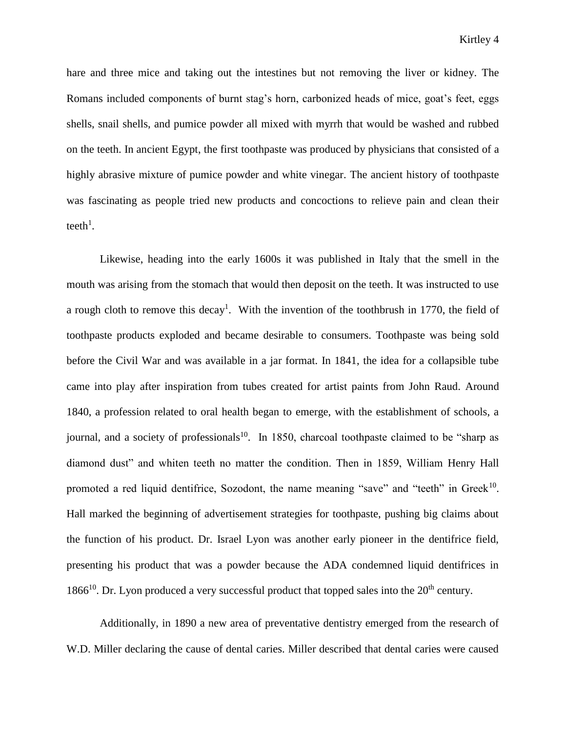hare and three mice and taking out the intestines but not removing the liver or kidney. The Romans included components of burnt stag's horn, carbonized heads of mice, goat's feet, eggs shells, snail shells, and pumice powder all mixed with myrrh that would be washed and rubbed on the teeth. In ancient Egypt, the first toothpaste was produced by physicians that consisted of a highly abrasive mixture of pumice powder and white vinegar. The ancient history of toothpaste was fascinating as people tried new products and concoctions to relieve pain and clean their teeth[1].

Likewise, heading into the early 1600s it was published in Italy that the smell in the mouth was arising from the stomach that would then deposit on the teeth. It was instructed to use a rough cloth to remove this decay[1]. With the invention of the toothbrush in 1770, the field of toothpaste products exploded and became desirable to consumers. Toothpaste was being sold before the Civil War and was available in a jar format. In 1841, the idea for a collapsible tube came into play after inspiration from tubes created for artist paints from John Raud. Around 1840, a profession related to oral health began to emerge, with the establishment of schools, a journal, and a society of professionals[10]. In 1850, charcoal toothpaste claimed to be "sharp as diamond dust" and whiten teeth no matter the condition. Then in 1859, William Henry Hall promoted a red liquid dentifrice, Sozodont, the name meaning "save" and "teeth" in Greek[10]. Hall marked the beginning of advertisement strategies for toothpaste, pushing big claims about the function of his product. Dr. Israel Lyon was another early pioneer in the dentifrice field, presenting his product that was a powder because the ADA condemned liquid dentifrices in 1866[10]. Dr. Lyon produced a very successful product that topped sales into the 20th century.

Additionally, in 1890 a new area of preventative dentistry emerged from the research of W.D. Miller declaring the cause of dental caries. Miller described that dental caries were caused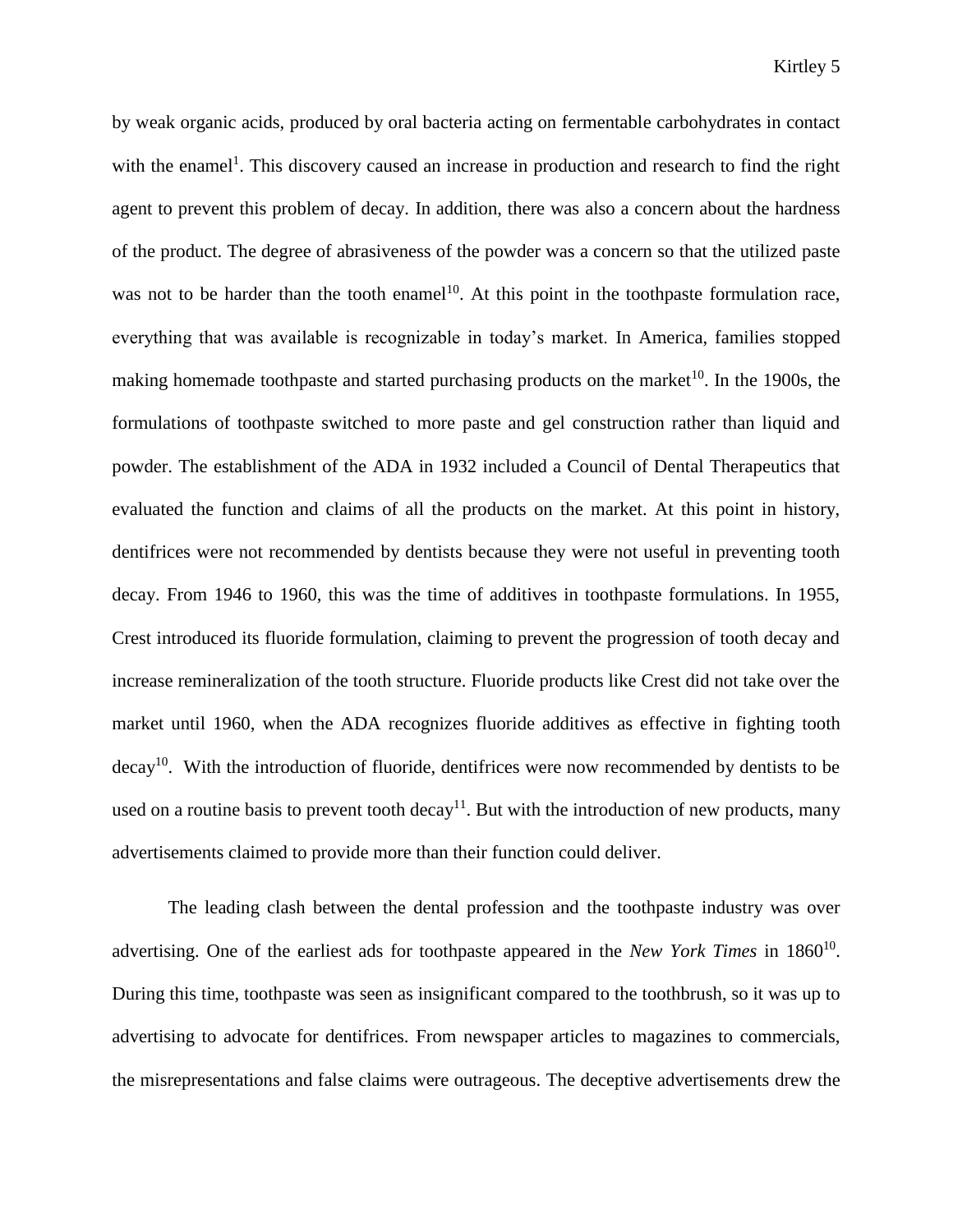by weak organic acids, produced by oral bacteria acting on fermentable carbohydrates in contact with the enamel[1]. This discovery caused an increase in production and research to find the right agent to prevent this problem of decay. In addition, there was also a concern about the hardness of the product. The degree of abrasiveness of the powder was a concern so that the utilized paste was not to be harder than the tooth enamel[10]. At this point in the toothpaste formulation race, everything that was available is recognizable in today's market. In America, families stopped making homemade toothpaste and started purchasing products on the market[10]. In the 1900s, the formulations of toothpaste switched to more paste and gel construction rather than liquid and powder. The establishment of the ADA in 1932 included a Council of Dental Therapeutics that evaluated the function and claims of all the products on the market. At this point in history, dentifrices were not recommended by dentists because they were not useful in preventing tooth decay. From 1946 to 1960, this was the time of additives in toothpaste formulations. In 1955, Crest introduced its fluoride formulation, claiming to prevent the progression of tooth decay and increase remineralization of the tooth structure. Fluoride products like Crest did not take over the market until 1960, when the ADA recognizes fluoride additives as effective in fighting tooth decay[10]. With the introduction of fluoride, dentifrices were now recommended by dentists to be used on a routine basis to prevent tooth decay[11]. But with the introduction of new products, many advertisements claimed to provide more than their function could deliver.

The leading clash between the dental profession and the toothpaste industry was over advertising. One of the earliest ads for toothpaste appeared in the *New York Times* in 1860[10]. During this time, toothpaste was seen as insignificant compared to the toothbrush, so it was up to advertising to advocate for dentifrices. From newspaper articles to magazines to commercials, the misrepresentations and false claims were outrageous. The deceptive advertisements drew the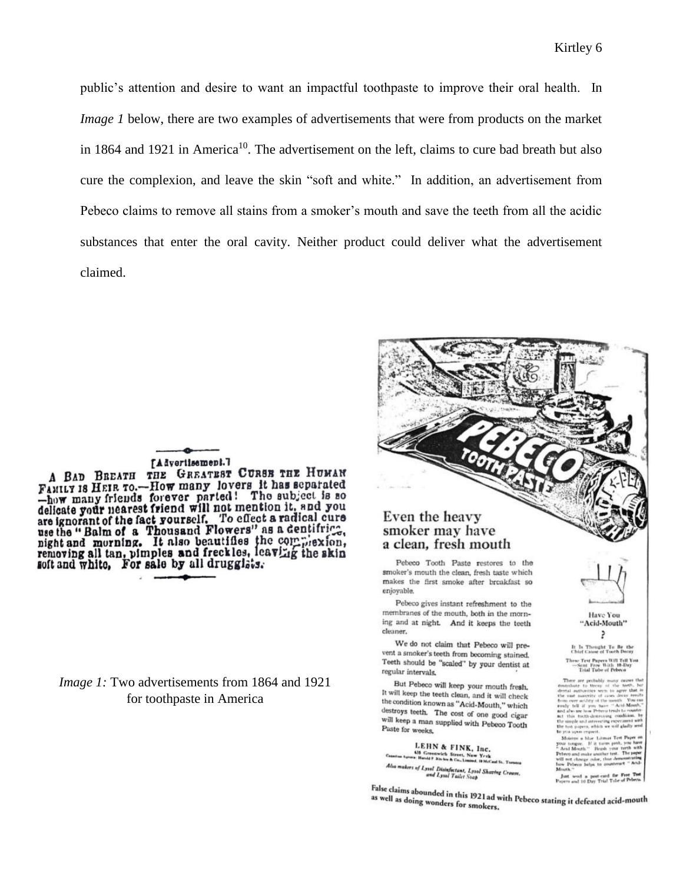public's attention and desire to want an impactful toothpaste to improve their oral health. In *Image 1* below, there are two examples of advertisements that were from products on the market in 1864 and 1921 in America[10]. The advertisement on the left, claims to cure bad breath but also cure the complexion, and leave the skin "soft and white." In addition, an advertisement from Pebeco claims to remove all stains from a smoker's mouth and save the teeth from all the acidic substances that enter the oral cavity. Neither product could deliver what the advertisement claimed.

False claims abounded in this 1921 ad with Pebeco stating it defeated acid-mouth as well as doing wonders for smokers.

*Image 1:* Two advertisements from 1864 and 1921 for toothpaste in America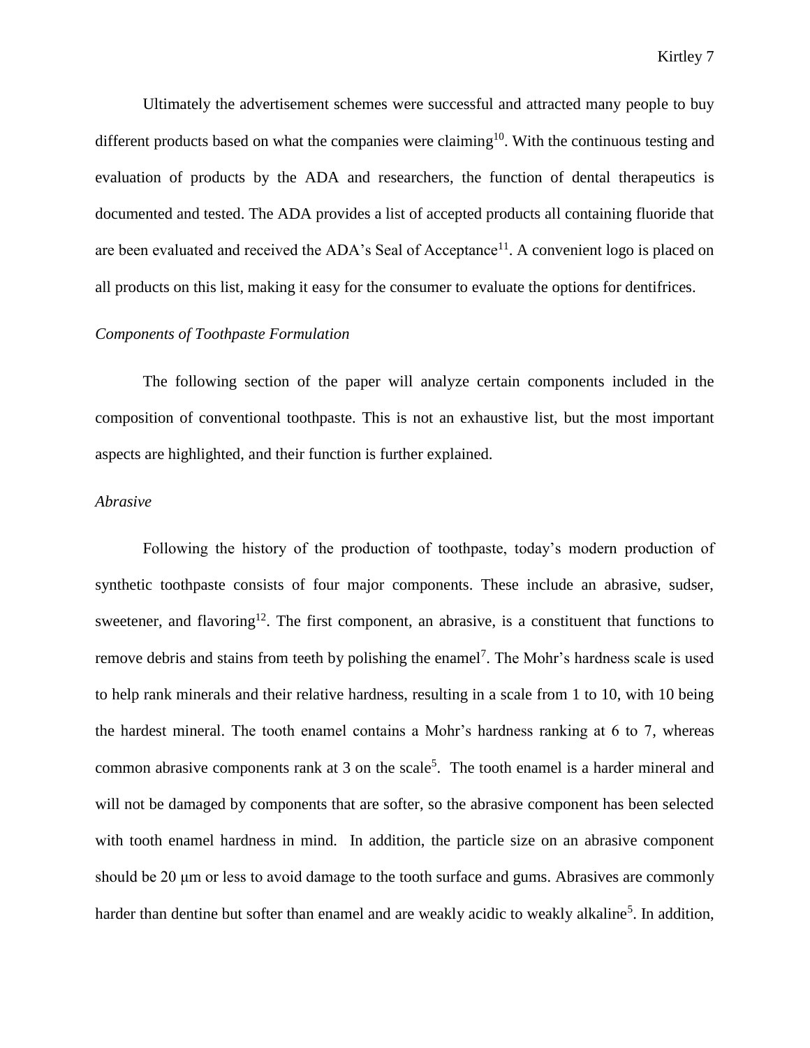Ultimately the advertisement schemes were successful and attracted many people to buy different products based on what the companies were claiming[10]. With the continuous testing and evaluation of products by the ADA and researchers, the function of dental therapeutics is documented and tested. The ADA provides a list of accepted products all containing fluoride that are been evaluated and received the ADA's Seal of Acceptance[11]. A convenient logo is placed on all products on this list, making it easy for the consumer to evaluate the options for dentifrices.

*Components of Toothpaste Formulation*

The following section of the paper will analyze certain components included in the composition of conventional toothpaste. This is not an exhaustive list, but the most important aspects are highlighted, and their function is further explained.

*Abrasive*

Following the history of the production of toothpaste, today's modern production of synthetic toothpaste consists of four major components. These include an abrasive, sudser, sweetener, and flavoring[12]. The first component, an abrasive, is a constituent that functions to remove debris and stains from teeth by polishing the enamel[7]. The Mohr's hardness scale is used to help rank minerals and their relative hardness, resulting in a scale from 1 to 10, with 10 being the hardest mineral. The tooth enamel contains a Mohr's hardness ranking at 6 to 7, whereas common abrasive components rank at 3 on the scale[5]. The tooth enamel is a harder mineral and will not be damaged by components that are softer, so the abrasive component has been selected with tooth enamel hardness in mind. In addition, the particle size on an abrasive component should be 20 μm or less to avoid damage to the tooth surface and gums. Abrasives are commonly harder than dentine but softer than enamel and are weakly acidic to weakly alkaline[5]. In addition,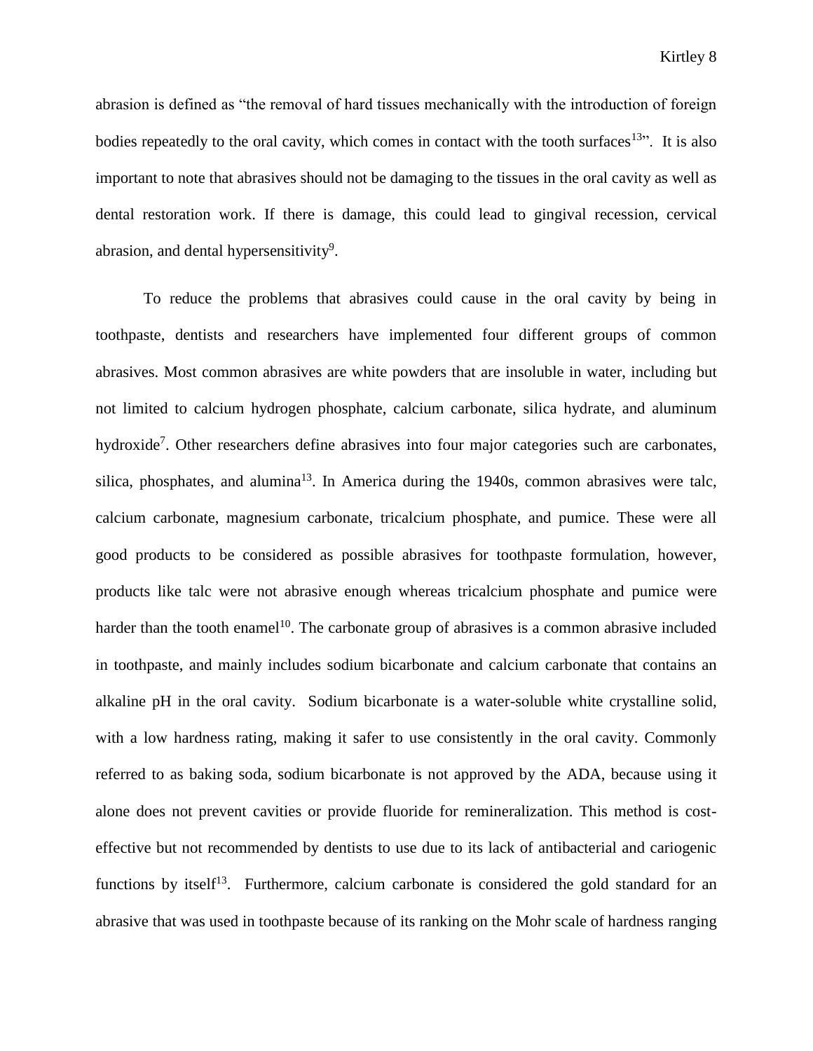abrasion is defined as "the removal of hard tissues mechanically with the introduction of foreign bodies repeatedly to the oral cavity, which comes in contact with the tooth surfaces[13]". It is also important to note that abrasives should not be damaging to the tissues in the oral cavity as well as dental restoration work. If there is damage, this could lead to gingival recession, cervical abrasion, and dental hypersensitivity[9].

To reduce the problems that abrasives could cause in the oral cavity by being in toothpaste, dentists and researchers have implemented four different groups of common abrasives. Most common abrasives are white powders that are insoluble in water, including but not limited to calcium hydrogen phosphate, calcium carbonate, silica hydrate, and aluminum hydroxide[7]. Other researchers define abrasives into four major categories such are carbonates, silica, phosphates, and alumina[13]. In America during the 1940s, common abrasives were talc, calcium carbonate, magnesium carbonate, tricalcium phosphate, and pumice. These were all good products to be considered as possible abrasives for toothpaste formulation, however, products like talc were not abrasive enough whereas tricalcium phosphate and pumice were harder than the tooth enamel[10]. The carbonate group of abrasives is a common abrasive included in toothpaste, and mainly includes sodium bicarbonate and calcium carbonate that contains an alkaline pH in the oral cavity. Sodium bicarbonate is a water-soluble white crystalline solid, with a low hardness rating, making it safer to use consistently in the oral cavity. Commonly referred to as baking soda, sodium bicarbonate is not approved by the ADA, because using it alone does not prevent cavities or provide fluoride for remineralization. This method is cost-effective but not recommended by dentists to use due to its lack of antibacterial and cariogenic functions by itself[13]. Furthermore, calcium carbonate is considered the gold standard for an abrasive that was used in toothpaste because of its ranking on the Mohr scale of hardness ranging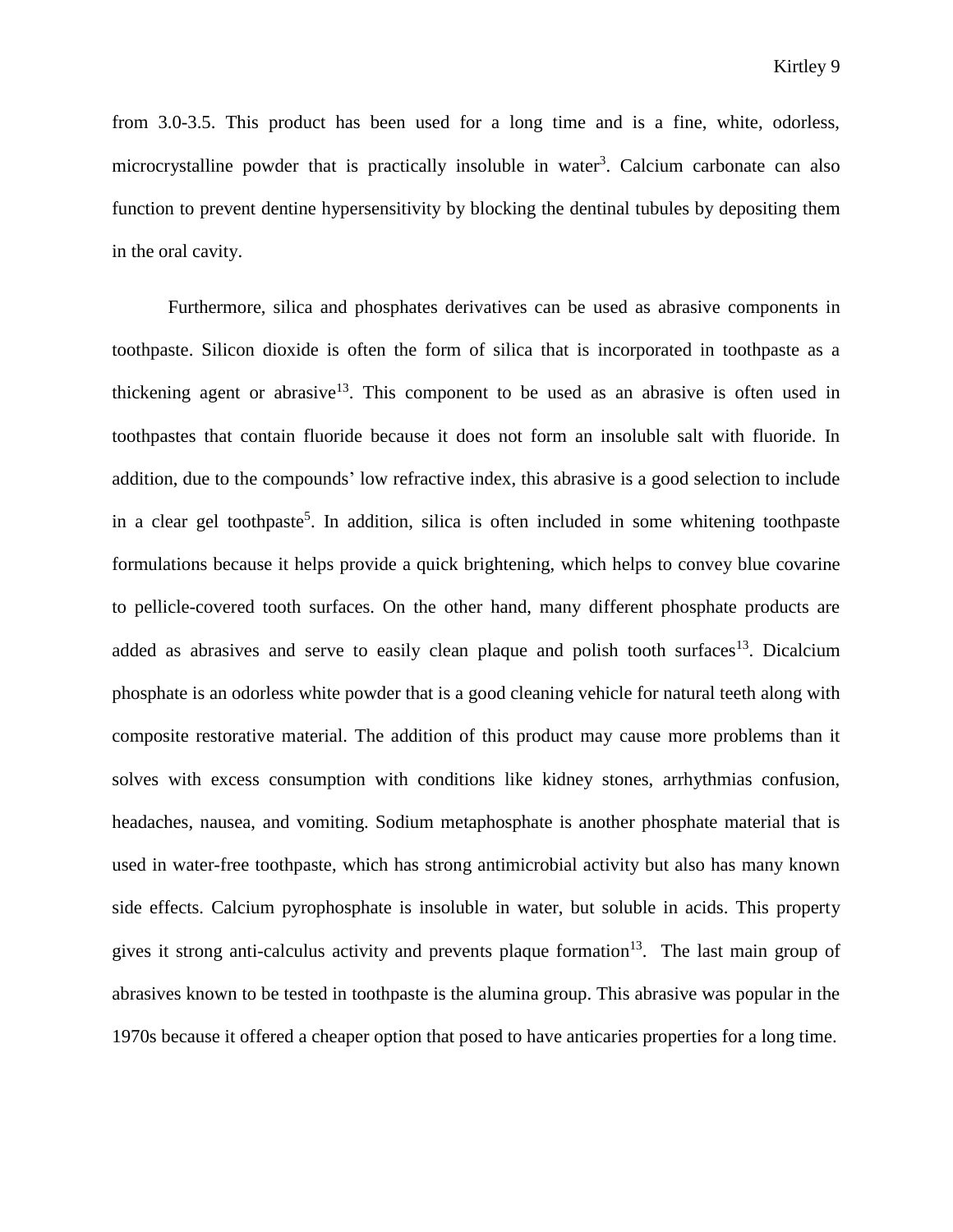from 3.0-3.5. This product has been used for a long time and is a fine, white, odorless, microcrystalline powder that is practically insoluble in water[3]. Calcium carbonate can also function to prevent dentine hypersensitivity by blocking the dentinal tubules by depositing them in the oral cavity.

Furthermore, silica and phosphates derivatives can be used as abrasive components in toothpaste. Silicon dioxide is often the form of silica that is incorporated in toothpaste as a thickening agent or abrasive[13]. This component to be used as an abrasive is often used in toothpastes that contain fluoride because it does not form an insoluble salt with fluoride. In addition, due to the compounds' low refractive index, this abrasive is a good selection to include in a clear gel toothpaste[5]. In addition, silica is often included in some whitening toothpaste formulations because it helps provide a quick brightening, which helps to convey blue covarine to pellicle-covered tooth surfaces. On the other hand, many different phosphate products are added as abrasives and serve to easily clean plaque and polish tooth surfaces[13]. Dicalcium phosphate is an odorless white powder that is a good cleaning vehicle for natural teeth along with composite restorative material. The addition of this product may cause more problems than it solves with excess consumption with conditions like kidney stones, arrhythmias confusion, headaches, nausea, and vomiting. Sodium metaphosphate is another phosphate material that is used in water-free toothpaste, which has strong antimicrobial activity but also has many known side effects. Calcium pyrophosphate is insoluble in water, but soluble in acids. This property gives it strong anti-calculus activity and prevents plaque formation[13]. The last main group of abrasives known to be tested in toothpaste is the alumina group. This abrasive was popular in the 1970s because it offered a cheaper option that posed to have anticaries properties for a long time.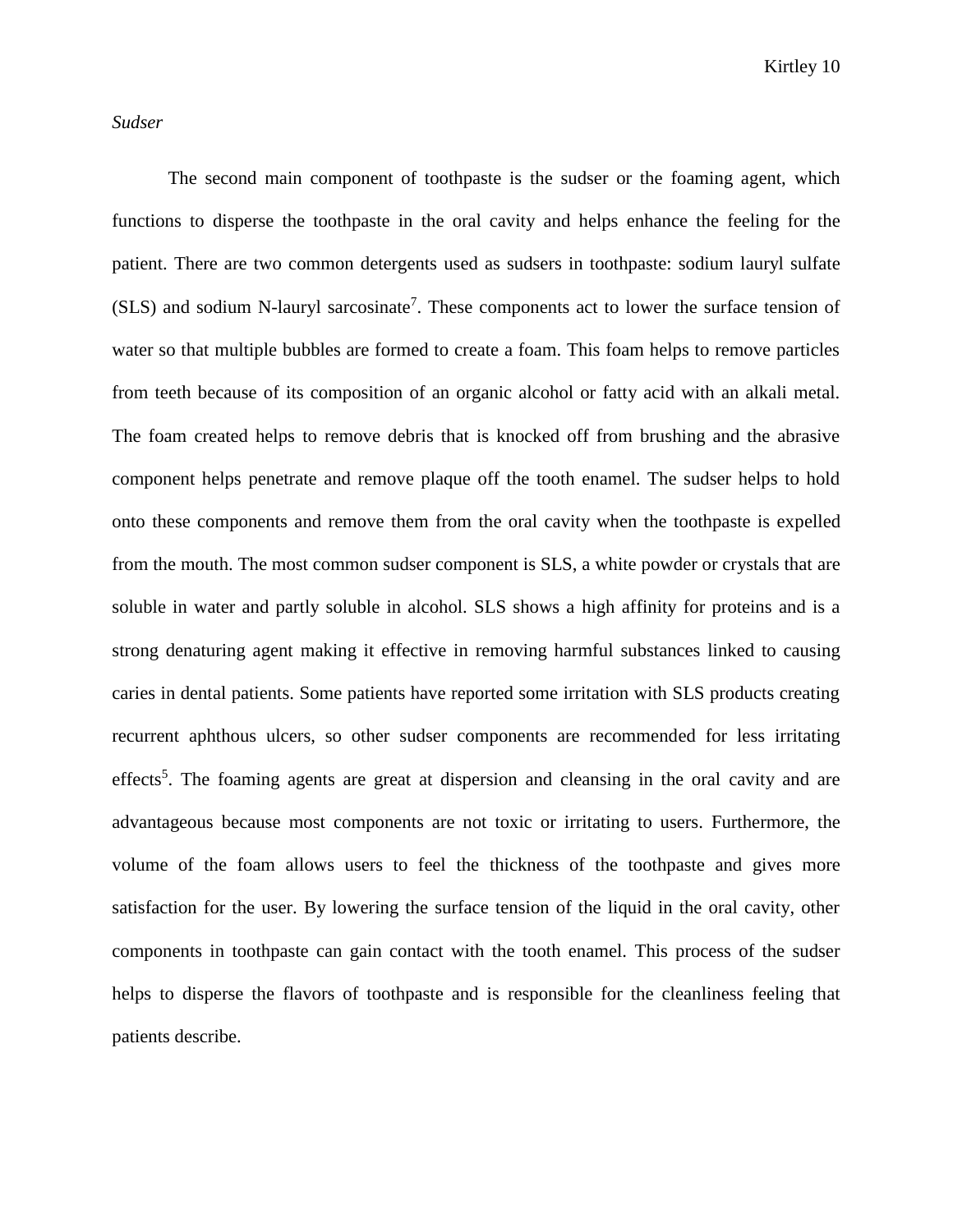*Sudser*

The second main component of toothpaste is the sudser or the foaming agent, which functions to disperse the toothpaste in the oral cavity and helps enhance the feeling for the patient. There are two common detergents used as sudsers in toothpaste: sodium lauryl sulfate (SLS) and sodium N-lauryl sarcosinate[7]. These components act to lower the surface tension of water so that multiple bubbles are formed to create a foam. This foam helps to remove particles from teeth because of its composition of an organic alcohol or fatty acid with an alkali metal. The foam created helps to remove debris that is knocked off from brushing and the abrasive component helps penetrate and remove plaque off the tooth enamel. The sudser helps to hold onto these components and remove them from the oral cavity when the toothpaste is expelled from the mouth. The most common sudser component is SLS, a white powder or crystals that are soluble in water and partly soluble in alcohol. SLS shows a high affinity for proteins and is a strong denaturing agent making it effective in removing harmful substances linked to causing caries in dental patients. Some patients have reported some irritation with SLS products creating recurrent aphthous ulcers, so other sudser components are recommended for less irritating effects[5]. The foaming agents are great at dispersion and cleansing in the oral cavity and are advantageous because most components are not toxic or irritating to users. Furthermore, the volume of the foam allows users to feel the thickness of the toothpaste and gives more satisfaction for the user. By lowering the surface tension of the liquid in the oral cavity, other components in toothpaste can gain contact with the tooth enamel. This process of the sudser helps to disperse the flavors of toothpaste and is responsible for the cleanliness feeling that patients describe.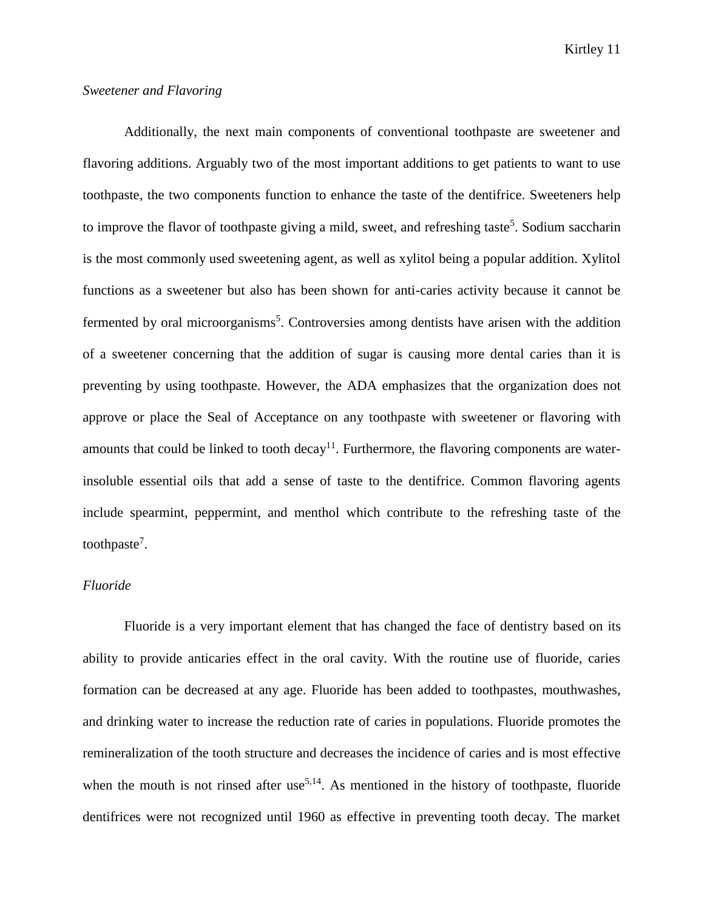*Sweetener and Flavoring*

Additionally, the next main components of conventional toothpaste are sweetener and flavoring additions. Arguably two of the most important additions to get patients to want to use toothpaste, the two components function to enhance the taste of the dentifrice. Sweeteners help to improve the flavor of toothpaste giving a mild, sweet, and refreshing taste[5]. Sodium saccharin is the most commonly used sweetening agent, as well as xylitol being a popular addition. Xylitol functions as a sweetener but also has been shown for anti-caries activity because it cannot be fermented by oral microorganisms[5]. Controversies among dentists have arisen with the addition of a sweetener concerning that the addition of sugar is causing more dental caries than it is preventing by using toothpaste. However, the ADA emphasizes that the organization does not approve or place the Seal of Acceptance on any toothpaste with sweetener or flavoring with amounts that could be linked to tooth decay[11]. Furthermore, the flavoring components are water-insoluble essential oils that add a sense of taste to the dentifrice. Common flavoring agents include spearmint, peppermint, and menthol which contribute to the refreshing taste of the toothpaste[7].

*Fluoride*

Fluoride is a very important element that has changed the face of dentistry based on its ability to provide anticaries effect in the oral cavity. With the routine use of fluoride, caries formation can be decreased at any age. Fluoride has been added to toothpastes, mouthwashes, and drinking water to increase the reduction rate of caries in populations. Fluoride promotes the remineralization of the tooth structure and decreases the incidence of caries and is most effective when the mouth is not rinsed after use[5,14]. As mentioned in the history of toothpaste, fluoride dentifrices were not recognized until 1960 as effective in preventing tooth decay. The market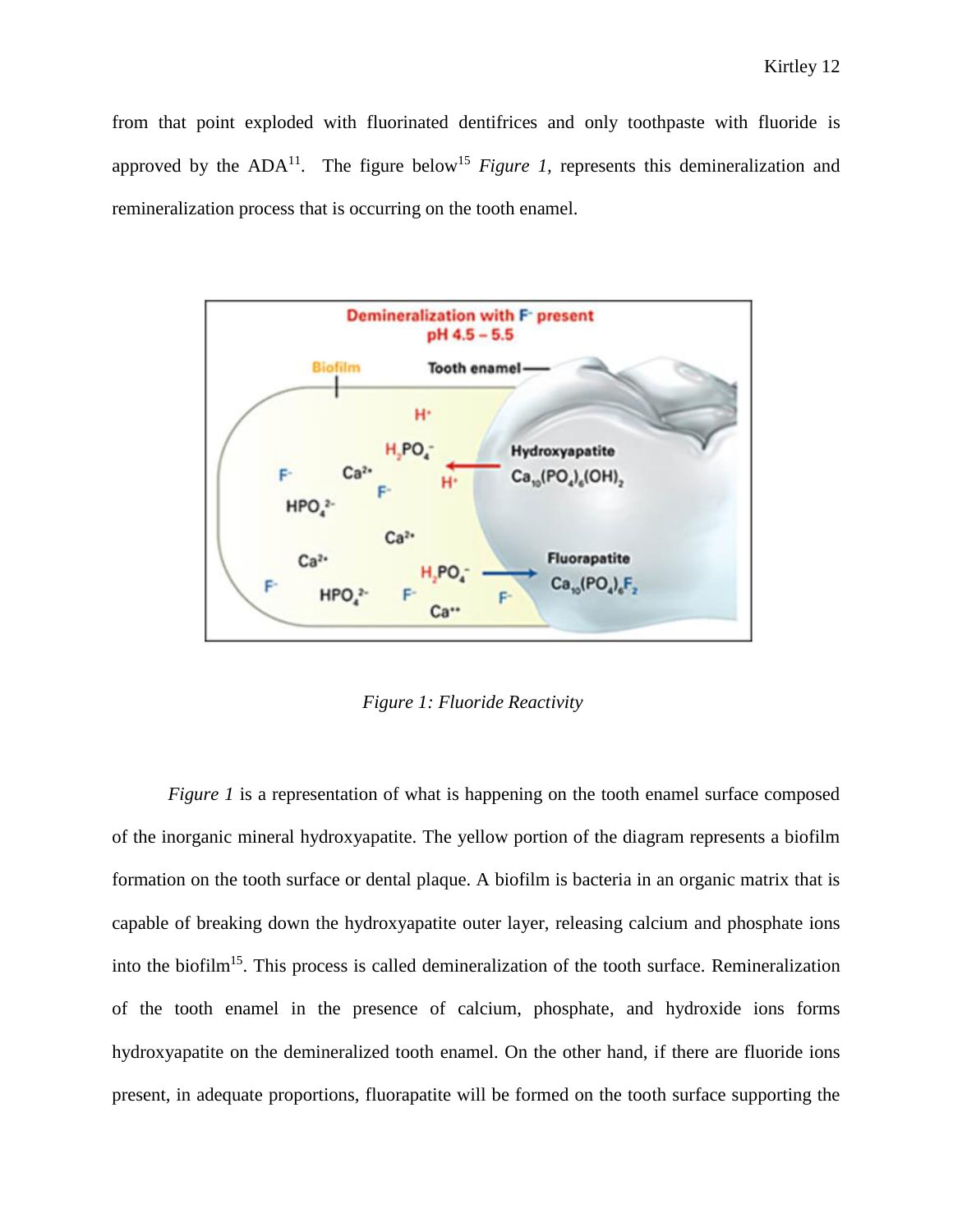from that point exploded with fluorinated dentifrices and only toothpaste with fluoride is approved by the ADA[11]. The figure below[15] *Figure 1,* represents this demineralization and remineralization process that is occurring on the tooth enamel.

*Figure 1: Fluoride Reactivity*

*Figure 1* is a representation of what is happening on the tooth enamel surface composed of the inorganic mineral hydroxyapatite. The yellow portion of the diagram represents a biofilm formation on the tooth surface or dental plaque. A biofilm is bacteria in an organic matrix that is capable of breaking down the hydroxyapatite outer layer, releasing calcium and phosphate ions into the biofilm[15]. This process is called demineralization of the tooth surface. Remineralization of the tooth enamel in the presence of calcium, phosphate, and hydroxide ions forms hydroxyapatite on the demineralized tooth enamel. On the other hand, if there are fluoride ions present, in adequate proportions, fluorapatite will be formed on the tooth surface supporting the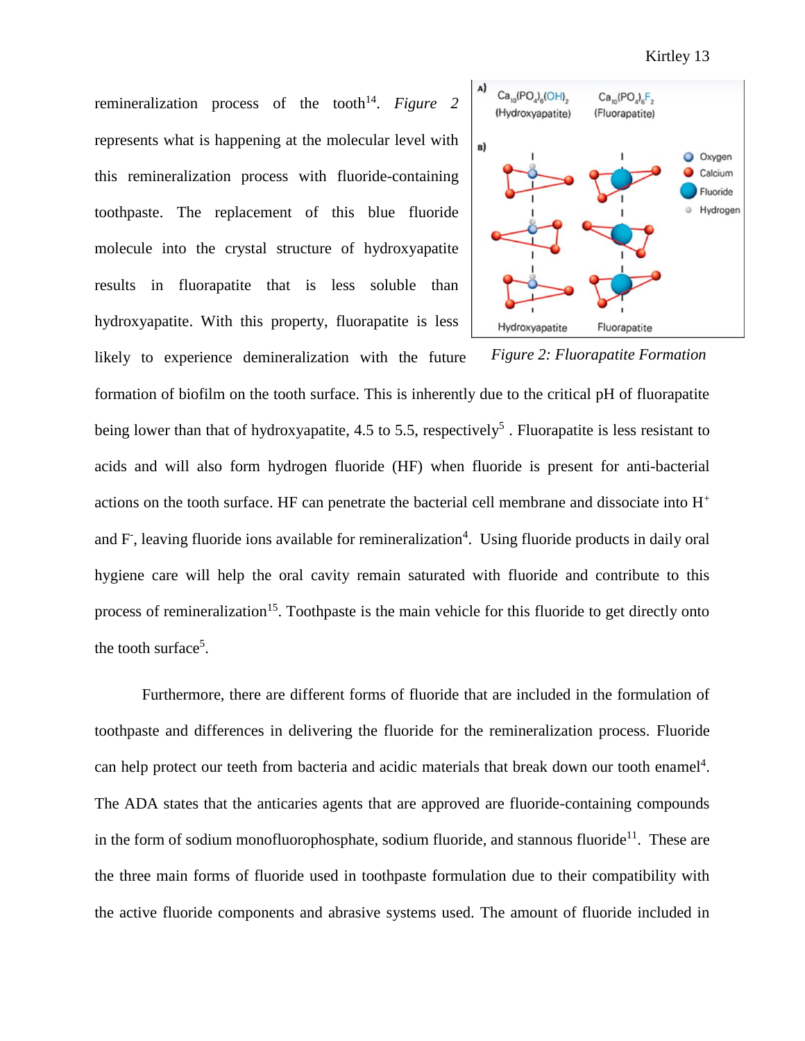remineralization process of the tooth[14]. *Figure 2* represents what is happening at the molecular level with this remineralization process with fluoride-containing toothpaste. The replacement of this blue fluoride molecule into the crystal structure of hydroxyapatite results in fluorapatite that is less soluble than hydroxyapatite. With this property, fluorapatite is less likely to experience demineralization with the future formation of biofilm on the tooth surface. This is inherently due to the critical pH of fluorapatite being lower than that of hydroxyapatite, 4.5 to 5.5, respectively[5] . Fluorapatite is less resistant to acids and will also form hydrogen fluoride (HF) when fluoride is present for anti-bacterial actions on the tooth surface. HF can penetrate the bacterial cell membrane and dissociate into $H^+$ and $F^-$, leaving fluoride ions available for remineralization[4]. Using fluoride products in daily oral hygiene care will help the oral cavity remain saturated with fluoride and contribute to this process of remineralization[15]. Toothpaste is the main vehicle for this fluoride to get directly onto the tooth surface[5].

A) $Ca_{10}(PO_4)_6(OH)_2$ (Hydroxyapatite) $Ca_{10}(PO_4)_6F_2$ (Fluorapatite)

B) Oxygen, Calcium, Fluoride, Hydrogen — Hydroxyapatite, Fluorapatite

*Figure 2: Fluorapatite Formation*

Furthermore, there are different forms of fluoride that are included in the formulation of toothpaste and differences in delivering the fluoride for the remineralization process. Fluoride can help protect our teeth from bacteria and acidic materials that break down our tooth enamel[4]. The ADA states that the anticaries agents that are approved are fluoride-containing compounds in the form of sodium monofluorophosphate, sodium fluoride, and stannous fluoride[11]. These are the three main forms of fluoride used in toothpaste formulation due to their compatibility with the active fluoride components and abrasive systems used. The amount of fluoride included in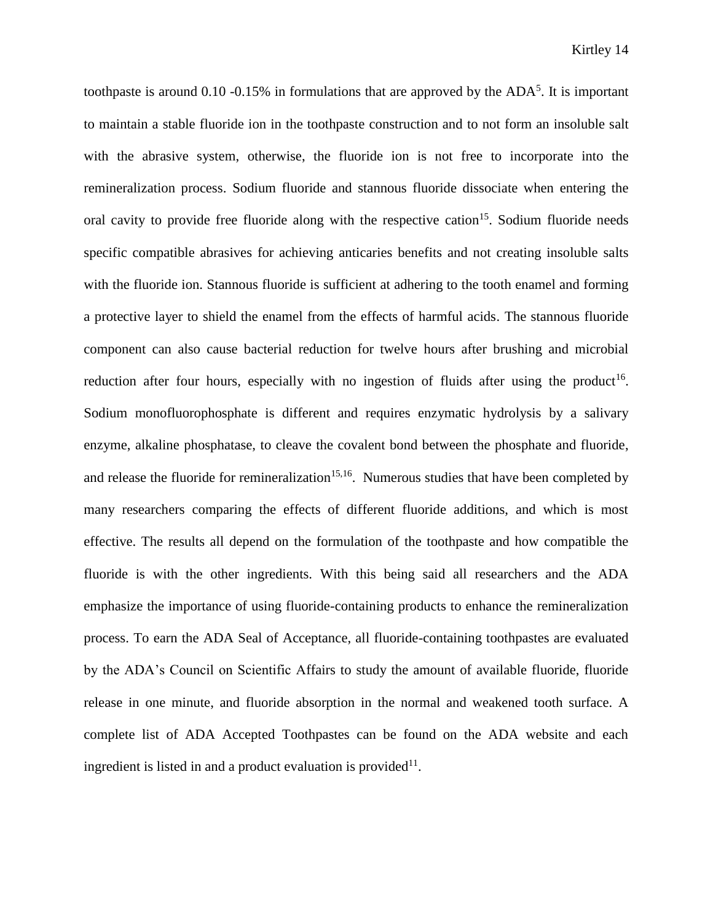toothpaste is around 0.10 -0.15% in formulations that are approved by the ADA[5]. It is important to maintain a stable fluoride ion in the toothpaste construction and to not form an insoluble salt with the abrasive system, otherwise, the fluoride ion is not free to incorporate into the remineralization process. Sodium fluoride and stannous fluoride dissociate when entering the oral cavity to provide free fluoride along with the respective cation[15]. Sodium fluoride needs specific compatible abrasives for achieving anticaries benefits and not creating insoluble salts with the fluoride ion. Stannous fluoride is sufficient at adhering to the tooth enamel and forming a protective layer to shield the enamel from the effects of harmful acids. The stannous fluoride component can also cause bacterial reduction for twelve hours after brushing and microbial reduction after four hours, especially with no ingestion of fluids after using the product[16]. Sodium monofluorophosphate is different and requires enzymatic hydrolysis by a salivary enzyme, alkaline phosphatase, to cleave the covalent bond between the phosphate and fluoride, and release the fluoride for remineralization[15,16]. Numerous studies that have been completed by many researchers comparing the effects of different fluoride additions, and which is most effective. The results all depend on the formulation of the toothpaste and how compatible the fluoride is with the other ingredients. With this being said all researchers and the ADA emphasize the importance of using fluoride-containing products to enhance the remineralization process. To earn the ADA Seal of Acceptance, all fluoride-containing toothpastes are evaluated by the ADA's Council on Scientific Affairs to study the amount of available fluoride, fluoride release in one minute, and fluoride absorption in the normal and weakened tooth surface. A complete list of ADA Accepted Toothpastes can be found on the ADA website and each ingredient is listed in and a product evaluation is provided[11].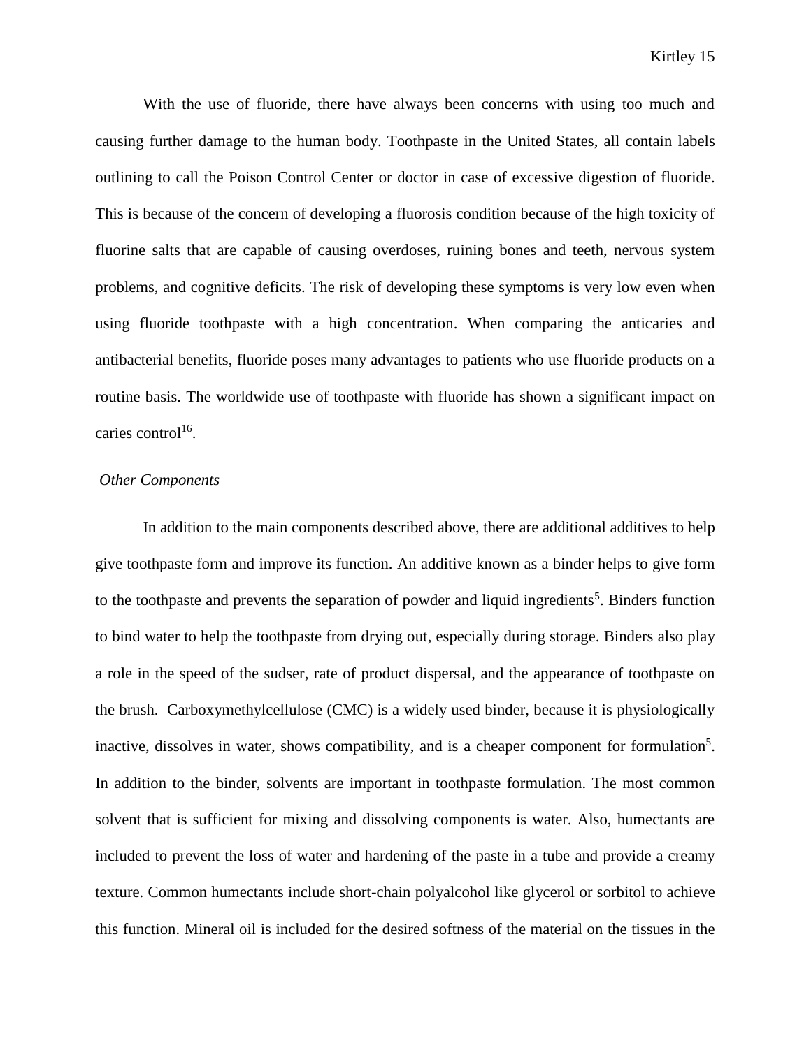With the use of fluoride, there have always been concerns with using too much and causing further damage to the human body. Toothpaste in the United States, all contain labels outlining to call the Poison Control Center or doctor in case of excessive digestion of fluoride. This is because of the concern of developing a fluorosis condition because of the high toxicity of fluorine salts that are capable of causing overdoses, ruining bones and teeth, nervous system problems, and cognitive deficits. The risk of developing these symptoms is very low even when using fluoride toothpaste with a high concentration. When comparing the anticaries and antibacterial benefits, fluoride poses many advantages to patients who use fluoride products on a routine basis. The worldwide use of toothpaste with fluoride has shown a significant impact on caries control[16].

*Other Components*

In addition to the main components described above, there are additional additives to help give toothpaste form and improve its function. An additive known as a binder helps to give form to the toothpaste and prevents the separation of powder and liquid ingredients[5]. Binders function to bind water to help the toothpaste from drying out, especially during storage. Binders also play a role in the speed of the sudser, rate of product dispersal, and the appearance of toothpaste on the brush. Carboxymethylcellulose (CMC) is a widely used binder, because it is physiologically inactive, dissolves in water, shows compatibility, and is a cheaper component for formulation[5]. In addition to the binder, solvents are important in toothpaste formulation. The most common solvent that is sufficient for mixing and dissolving components is water. Also, humectants are included to prevent the loss of water and hardening of the paste in a tube and provide a creamy texture. Common humectants include short-chain polyalcohol like glycerol or sorbitol to achieve this function. Mineral oil is included for the desired softness of the material on the tissues in the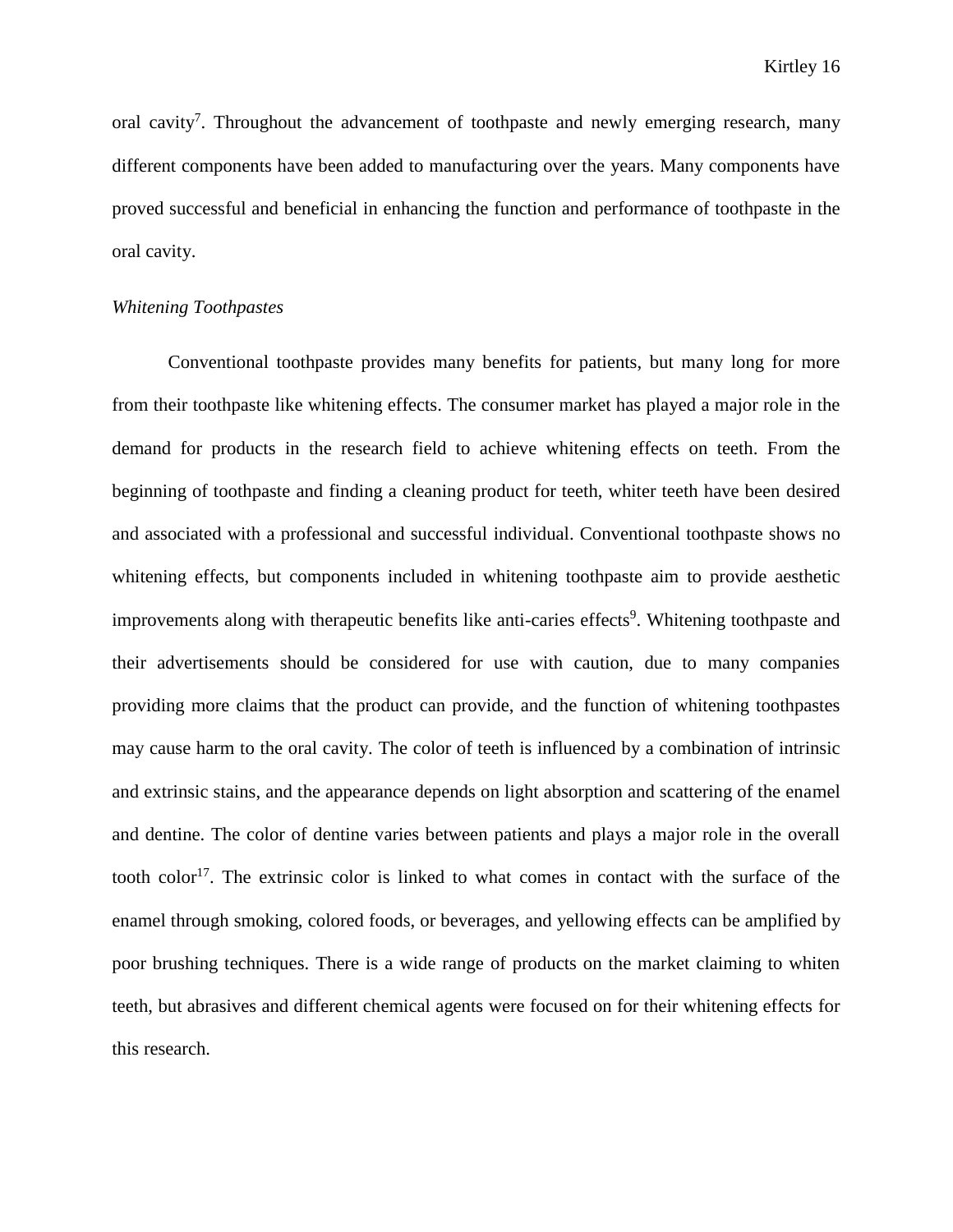oral cavity[7]. Throughout the advancement of toothpaste and newly emerging research, many different components have been added to manufacturing over the years. Many components have proved successful and beneficial in enhancing the function and performance of toothpaste in the oral cavity.

*Whitening Toothpastes*

Conventional toothpaste provides many benefits for patients, but many long for more from their toothpaste like whitening effects. The consumer market has played a major role in the demand for products in the research field to achieve whitening effects on teeth. From the beginning of toothpaste and finding a cleaning product for teeth, whiter teeth have been desired and associated with a professional and successful individual. Conventional toothpaste shows no whitening effects, but components included in whitening toothpaste aim to provide aesthetic improvements along with therapeutic benefits like anti-caries effects[9]. Whitening toothpaste and their advertisements should be considered for use with caution, due to many companies providing more claims that the product can provide, and the function of whitening toothpastes may cause harm to the oral cavity. The color of teeth is influenced by a combination of intrinsic and extrinsic stains, and the appearance depends on light absorption and scattering of the enamel and dentine. The color of dentine varies between patients and plays a major role in the overall tooth color[17]. The extrinsic color is linked to what comes in contact with the surface of the enamel through smoking, colored foods, or beverages, and yellowing effects can be amplified by poor brushing techniques. There is a wide range of products on the market claiming to whiten teeth, but abrasives and different chemical agents were focused on for their whitening effects for this research.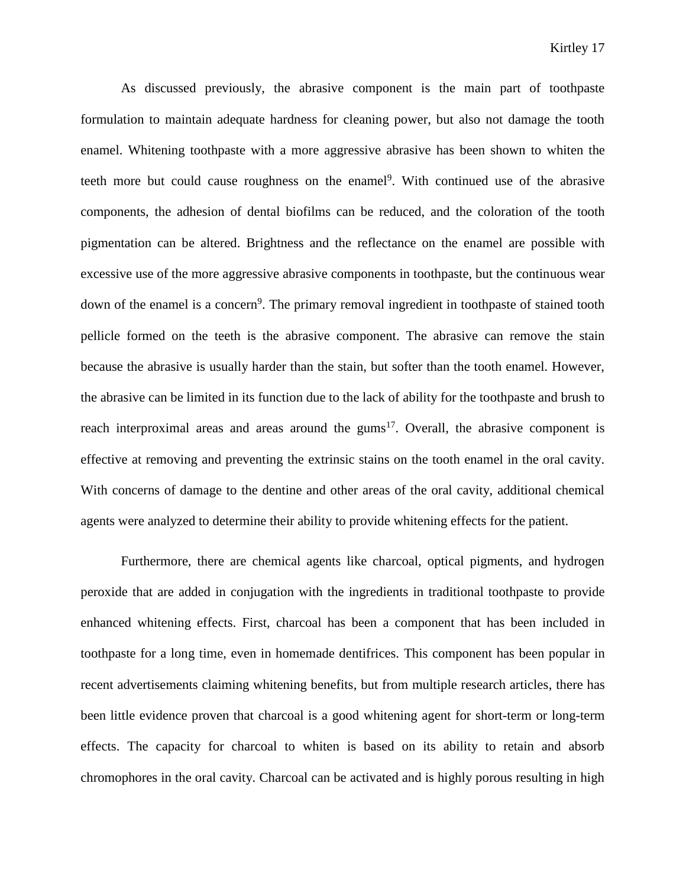As discussed previously, the abrasive component is the main part of toothpaste formulation to maintain adequate hardness for cleaning power, but also not damage the tooth enamel. Whitening toothpaste with a more aggressive abrasive has been shown to whiten the teeth more but could cause roughness on the enamel[9]. With continued use of the abrasive components, the adhesion of dental biofilms can be reduced, and the coloration of the tooth pigmentation can be altered. Brightness and the reflectance on the enamel are possible with excessive use of the more aggressive abrasive components in toothpaste, but the continuous wear down of the enamel is a concern[9]. The primary removal ingredient in toothpaste of stained tooth pellicle formed on the teeth is the abrasive component. The abrasive can remove the stain because the abrasive is usually harder than the stain, but softer than the tooth enamel. However, the abrasive can be limited in its function due to the lack of ability for the toothpaste and brush to reach interproximal areas and areas around the gums[17]. Overall, the abrasive component is effective at removing and preventing the extrinsic stains on the tooth enamel in the oral cavity. With concerns of damage to the dentine and other areas of the oral cavity, additional chemical agents were analyzed to determine their ability to provide whitening effects for the patient.

Furthermore, there are chemical agents like charcoal, optical pigments, and hydrogen peroxide that are added in conjugation with the ingredients in traditional toothpaste to provide enhanced whitening effects. First, charcoal has been a component that has been included in toothpaste for a long time, even in homemade dentifrices. This component has been popular in recent advertisements claiming whitening benefits, but from multiple research articles, there has been little evidence proven that charcoal is a good whitening agent for short-term or long-term effects. The capacity for charcoal to whiten is based on its ability to retain and absorb chromophores in the oral cavity. Charcoal can be activated and is highly porous resulting in high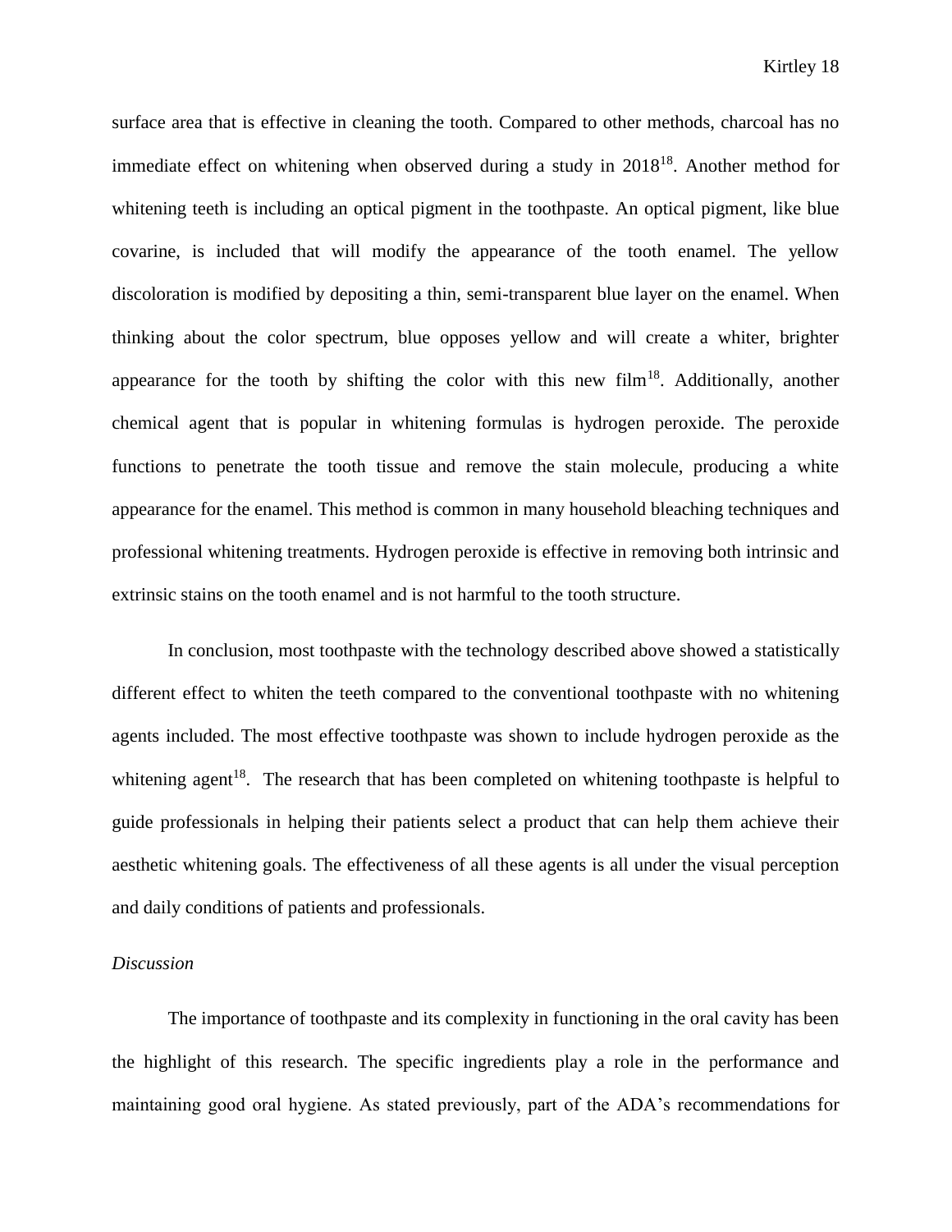surface area that is effective in cleaning the tooth. Compared to other methods, charcoal has no immediate effect on whitening when observed during a study in 2018[18]. Another method for whitening teeth is including an optical pigment in the toothpaste. An optical pigment, like blue covarine, is included that will modify the appearance of the tooth enamel. The yellow discoloration is modified by depositing a thin, semi-transparent blue layer on the enamel. When thinking about the color spectrum, blue opposes yellow and will create a whiter, brighter appearance for the tooth by shifting the color with this new film[18]. Additionally, another chemical agent that is popular in whitening formulas is hydrogen peroxide. The peroxide functions to penetrate the tooth tissue and remove the stain molecule, producing a white appearance for the enamel. This method is common in many household bleaching techniques and professional whitening treatments. Hydrogen peroxide is effective in removing both intrinsic and extrinsic stains on the tooth enamel and is not harmful to the tooth structure.

In conclusion, most toothpaste with the technology described above showed a statistically different effect to whiten the teeth compared to the conventional toothpaste with no whitening agents included. The most effective toothpaste was shown to include hydrogen peroxide as the whitening agent[18]. The research that has been completed on whitening toothpaste is helpful to guide professionals in helping their patients select a product that can help them achieve their aesthetic whitening goals. The effectiveness of all these agents is all under the visual perception and daily conditions of patients and professionals.

*Discussion*

The importance of toothpaste and its complexity in functioning in the oral cavity has been the highlight of this research. The specific ingredients play a role in the performance and maintaining good oral hygiene. As stated previously, part of the ADA's recommendations for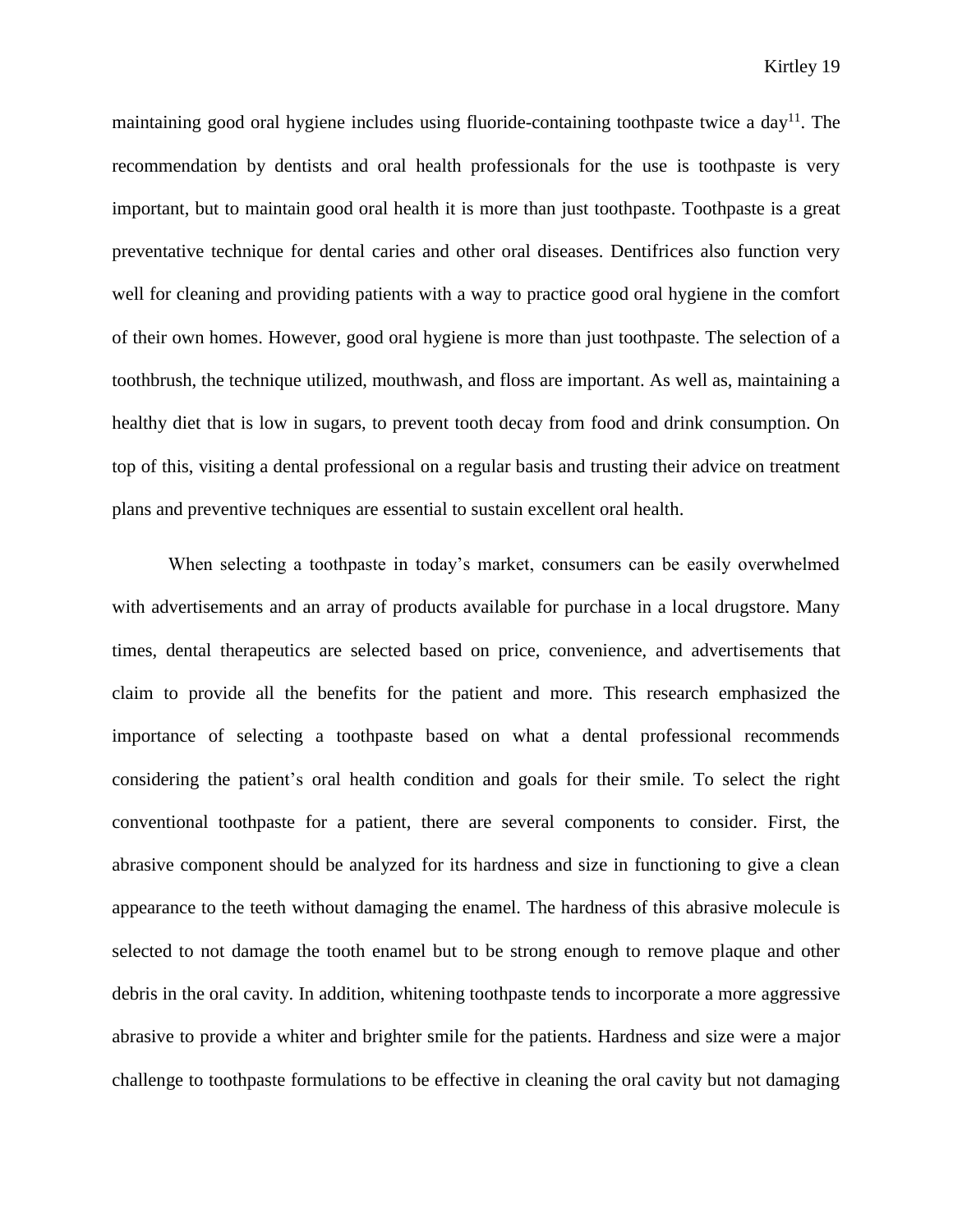maintaining good oral hygiene includes using fluoride-containing toothpaste twice a day[11]. The recommendation by dentists and oral health professionals for the use is toothpaste is very important, but to maintain good oral health it is more than just toothpaste. Toothpaste is a great preventative technique for dental caries and other oral diseases. Dentifrices also function very well for cleaning and providing patients with a way to practice good oral hygiene in the comfort of their own homes. However, good oral hygiene is more than just toothpaste. The selection of a toothbrush, the technique utilized, mouthwash, and floss are important. As well as, maintaining a healthy diet that is low in sugars, to prevent tooth decay from food and drink consumption. On top of this, visiting a dental professional on a regular basis and trusting their advice on treatment plans and preventive techniques are essential to sustain excellent oral health.

When selecting a toothpaste in today's market, consumers can be easily overwhelmed with advertisements and an array of products available for purchase in a local drugstore. Many times, dental therapeutics are selected based on price, convenience, and advertisements that claim to provide all the benefits for the patient and more. This research emphasized the importance of selecting a toothpaste based on what a dental professional recommends considering the patient's oral health condition and goals for their smile. To select the right conventional toothpaste for a patient, there are several components to consider. First, the abrasive component should be analyzed for its hardness and size in functioning to give a clean appearance to the teeth without damaging the enamel. The hardness of this abrasive molecule is selected to not damage the tooth enamel but to be strong enough to remove plaque and other debris in the oral cavity. In addition, whitening toothpaste tends to incorporate a more aggressive abrasive to provide a whiter and brighter smile for the patients. Hardness and size were a major challenge to toothpaste formulations to be effective in cleaning the oral cavity but not damaging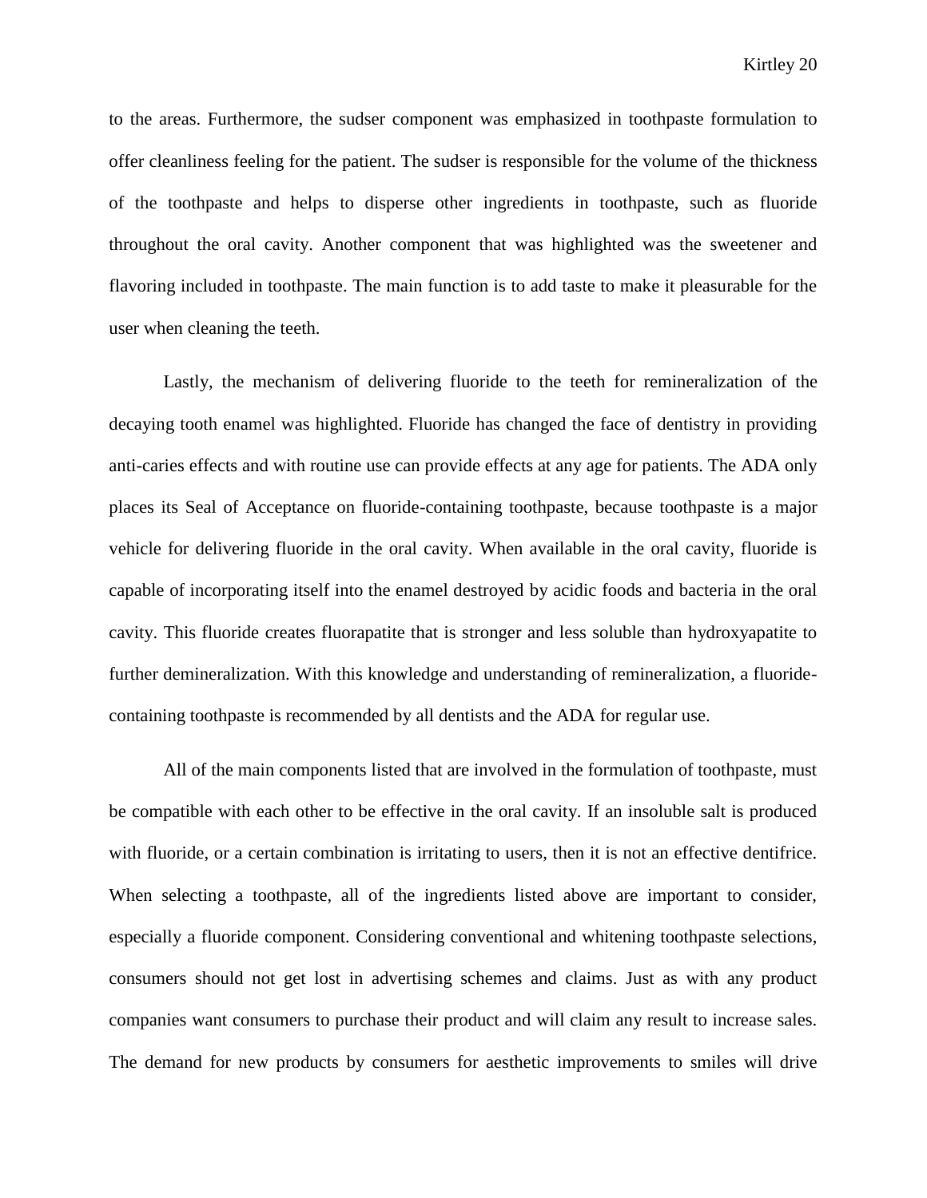to the areas. Furthermore, the sudser component was emphasized in toothpaste formulation to offer cleanliness feeling for the patient. The sudser is responsible for the volume of the thickness of the toothpaste and helps to disperse other ingredients in toothpaste, such as fluoride throughout the oral cavity. Another component that was highlighted was the sweetener and flavoring included in toothpaste. The main function is to add taste to make it pleasurable for the user when cleaning the teeth.

Lastly, the mechanism of delivering fluoride to the teeth for remineralization of the decaying tooth enamel was highlighted. Fluoride has changed the face of dentistry in providing anti-caries effects and with routine use can provide effects at any age for patients. The ADA only places its Seal of Acceptance on fluoride-containing toothpaste, because toothpaste is a major vehicle for delivering fluoride in the oral cavity. When available in the oral cavity, fluoride is capable of incorporating itself into the enamel destroyed by acidic foods and bacteria in the oral cavity. This fluoride creates fluorapatite that is stronger and less soluble than hydroxyapatite to further demineralization. With this knowledge and understanding of remineralization, a fluoride-containing toothpaste is recommended by all dentists and the ADA for regular use.

All of the main components listed that are involved in the formulation of toothpaste, must be compatible with each other to be effective in the oral cavity. If an insoluble salt is produced with fluoride, or a certain combination is irritating to users, then it is not an effective dentifrice. When selecting a toothpaste, all of the ingredients listed above are important to consider, especially a fluoride component. Considering conventional and whitening toothpaste selections, consumers should not get lost in advertising schemes and claims. Just as with any product companies want consumers to purchase their product and will claim any result to increase sales. The demand for new products by consumers for aesthetic improvements to smiles will drive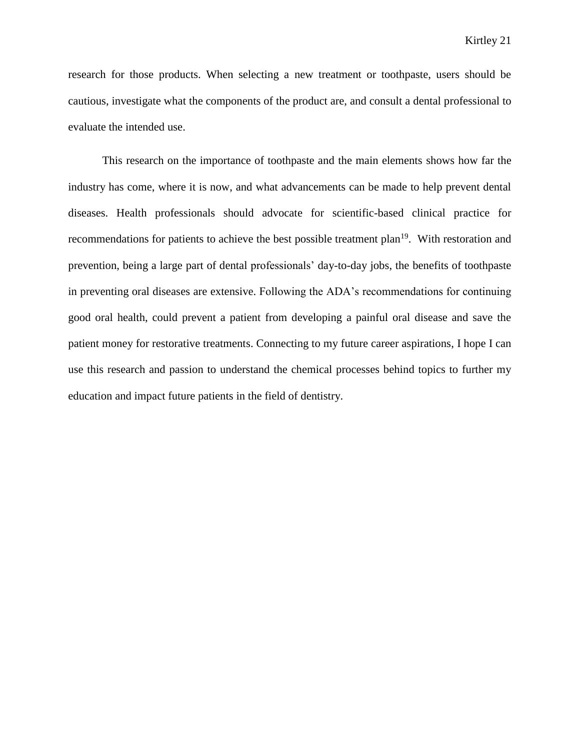research for those products. When selecting a new treatment or toothpaste, users should be cautious, investigate what the components of the product are, and consult a dental professional to evaluate the intended use.

This research on the importance of toothpaste and the main elements shows how far the industry has come, where it is now, and what advancements can be made to help prevent dental diseases. Health professionals should advocate for scientific-based clinical practice for recommendations for patients to achieve the best possible treatment plan[19]. With restoration and prevention, being a large part of dental professionals' day-to-day jobs, the benefits of toothpaste in preventing oral diseases are extensive. Following the ADA's recommendations for continuing good oral health, could prevent a patient from developing a painful oral disease and save the patient money for restorative treatments. Connecting to my future career aspirations, I hope I can use this research and passion to understand the chemical processes behind topics to further my education and impact future patients in the field of dentistry.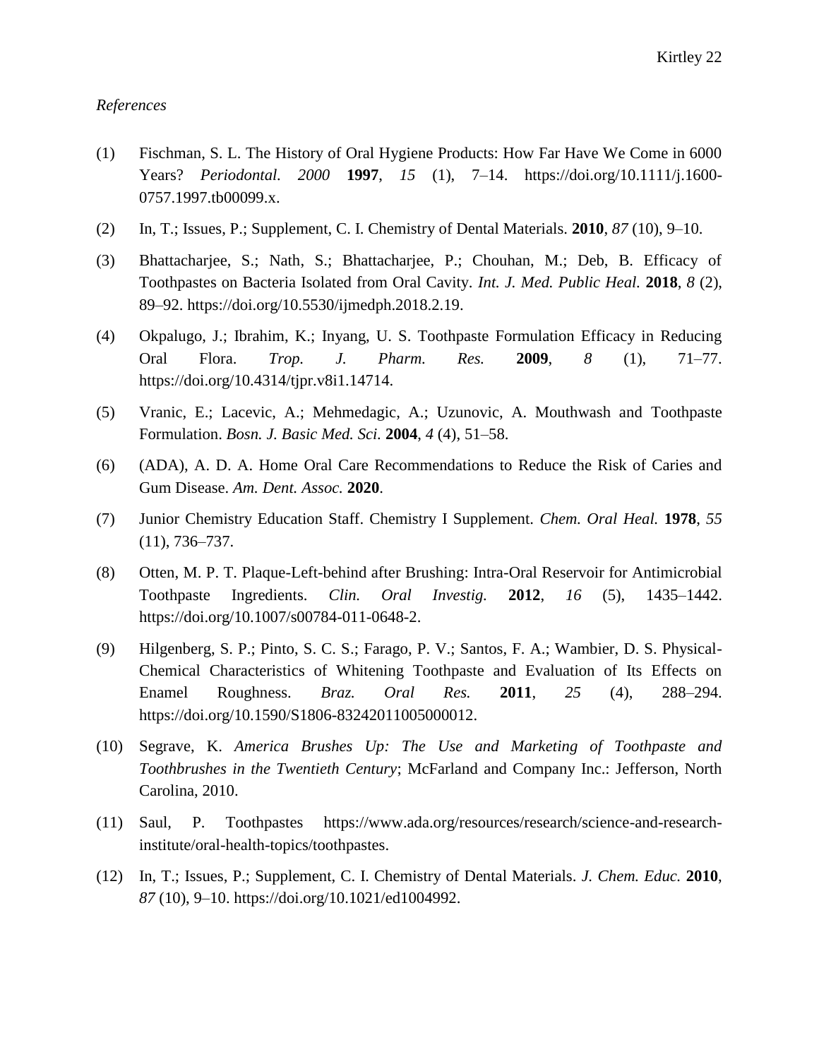*References*

(1) Fischman, S. L. The History of Oral Hygiene Products: How Far Have We Come in 6000 Years? *Periodontol. 2000* **1997**, *15* (1), 7–14. https://doi.org/10.1111/j.1600-0757.1997.tb00099.x.

(2) In, T.; Issues, P.; Supplement, C. I. Chemistry of Dental Materials. **2010**, *87* (10), 9–10.

(3) Bhattacharjee, S.; Nath, S.; Bhattacharjee, P.; Chouhan, M.; Deb, B. Efficacy of Toothpastes on Bacteria Isolated from Oral Cavity. *Int. J. Med. Public Heal.* **2018**, *8* (2), 89–92. https://doi.org/10.5530/ijmedph.2018.2.19.

(4) Okpalugo, J.; Ibrahim, K.; Inyang, U. S. Toothpaste Formulation Efficacy in Reducing Oral Flora. *Trop. J. Pharm. Res.* **2009**, *8* (1), 71–77. https://doi.org/10.4314/tjpr.v8i1.14714.

(5) Vranic, E.; Lacevic, A.; Mehmedagic, A.; Uzunovic, A. Mouthwash and Toothpaste Formulation. *Bosn. J. Basic Med. Sci.* **2004**, *4* (4), 51–58.

(6) (ADA), A. D. A. Home Oral Care Recommendations to Reduce the Risk of Caries and Gum Disease. *Am. Dent. Assoc.* **2020**.

(7) Junior Chemistry Education Staff. Chemistry I Supplement. *Chem. Oral Heal.* **1978**, *55* (11), 736–737.

(8) Otten, M. P. T. Plaque-Left-behind after Brushing: Intra-Oral Reservoir for Antimicrobial Toothpaste Ingredients. *Clin. Oral Investig.* **2012**, *16* (5), 1435–1442. https://doi.org/10.1007/s00784-011-0648-2.

(9) Hilgenberg, S. P.; Pinto, S. C. S.; Farago, P. V.; Santos, F. A.; Wambier, D. S. Physical-Chemical Characteristics of Whitening Toothpaste and Evaluation of Its Effects on Enamel Roughness. *Braz. Oral Res.* **2011**, *25* (4), 288–294. https://doi.org/10.1590/S1806-83242011005000012.

(10) Segrave, K. *America Brushes Up: The Use and Marketing of Toothpaste and Toothbrushes in the Twentieth Century*; McFarland and Company Inc.: Jefferson, North Carolina, 2010.

(11) Saul, P. Toothpastes https://www.ada.org/resources/research/science-and-research-institute/oral-health-topics/toothpastes.

(12) In, T.; Issues, P.; Supplement, C. I. Chemistry of Dental Materials. *J. Chem. Educ.* **2010**, *87* (10), 9–10. https://doi.org/10.1021/ed1004992.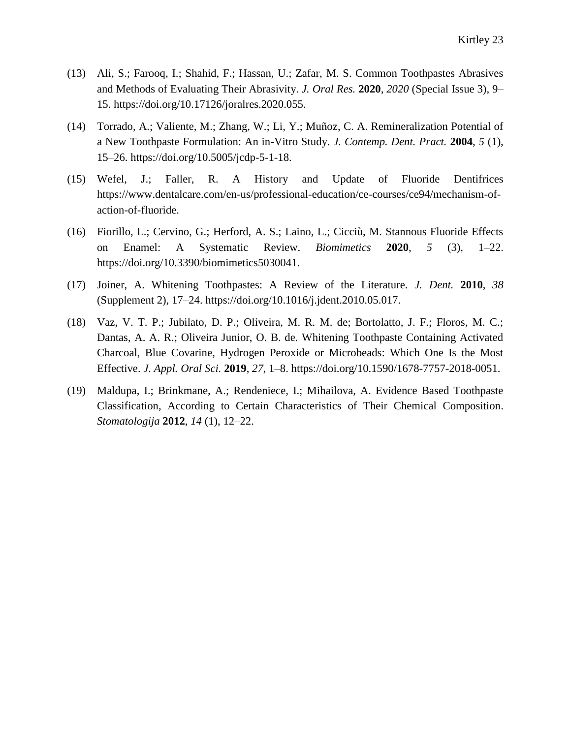(13) Ali, S.; Farooq, I.; Shahid, F.; Hassan, U.; Zafar, M. S. Common Toothpastes Abrasives and Methods of Evaluating Their Abrasivity. *J. Oral Res.* **2020**, *2020* (Special Issue 3), 9–15. https://doi.org/10.17126/joralres.2020.055.

(14) Torrado, A.; Valiente, M.; Zhang, W.; Li, Y.; Muñoz, C. A. Remineralization Potential of a New Toothpaste Formulation: An in-Vitro Study. *J. Contemp. Dent. Pract.* **2004**, *5* (1), 15–26. https://doi.org/10.5005/jcdp-5-1-18.

(15) Wefel, J.; Faller, R. A History and Update of Fluoride Dentifrices https://www.dentalcare.com/en-us/professional-education/ce-courses/ce94/mechanism-of-action-of-fluoride.

(16) Fiorillo, L.; Cervino, G.; Herford, A. S.; Laino, L.; Cicciù, M. Stannous Fluoride Effects on Enamel: A Systematic Review. *Biomimetics* **2020**, *5* (3), 1–22. https://doi.org/10.3390/biomimetics5030041.

(17) Joiner, A. Whitening Toothpastes: A Review of the Literature. *J. Dent.* **2010**, *38* (Supplement 2), 17–24. https://doi.org/10.1016/j.jdent.2010.05.017.

(18) Vaz, V. T. P.; Jubilato, D. P.; Oliveira, M. R. M. de; Bortolatto, J. F.; Floros, M. C.; Dantas, A. A. R.; Oliveira Junior, O. B. de. Whitening Toothpaste Containing Activated Charcoal, Blue Covarine, Hydrogen Peroxide or Microbeads: Which One Is the Most Effective. *J. Appl. Oral Sci.* **2019**, *27*, 1–8. https://doi.org/10.1590/1678-7757-2018-0051.

(19) Maldupa, I.; Brinkmane, A.; Rendeniece, I.; Mihailova, A. Evidence Based Toothpaste Classification, According to Certain Characteristics of Their Chemical Composition. *Stomatologija* **2012**, *14* (1), 12–22.